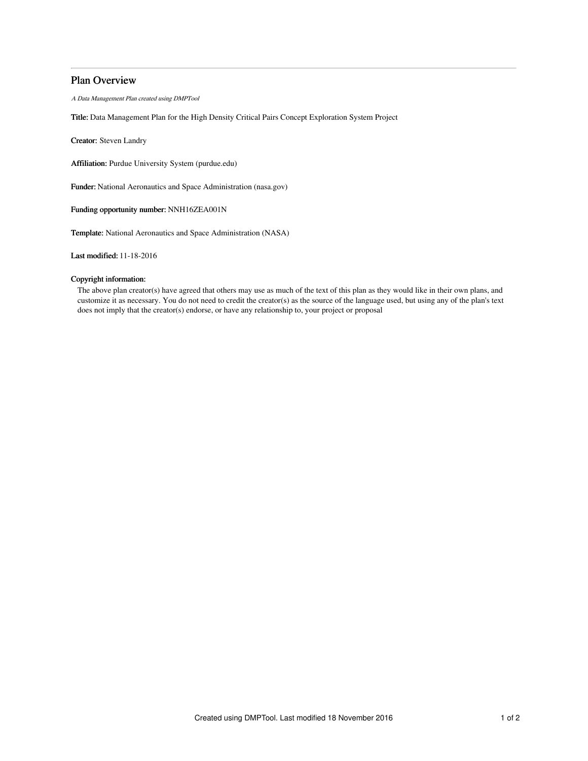# Plan Overview

*A Data Management Plan created using DMPTool*

**Title:** Data Management Plan for the High Density Critical Pairs Concept Exploration System Project

**Creator:** Steven Landry

**Affiliation:** Purdue University System (purdue.edu)

**Funder:** National Aeronautics and Space Administration (nasa.gov)

**Funding opportunity number:** NNH16ZEA001N

**Template:** National Aeronautics and Space Administration (NASA)

**Last modified:** 11-18-2016

**Copyright information:**

The above plan creator(s) have agreed that others may use as much of the text of this plan as they would like in their own plans, and customize it as necessary. You do not need to credit the creator(s) as the source of the language used, but using any of the plan's text does not imply that the creator(s) endorse, or have any relationship to, your project or proposal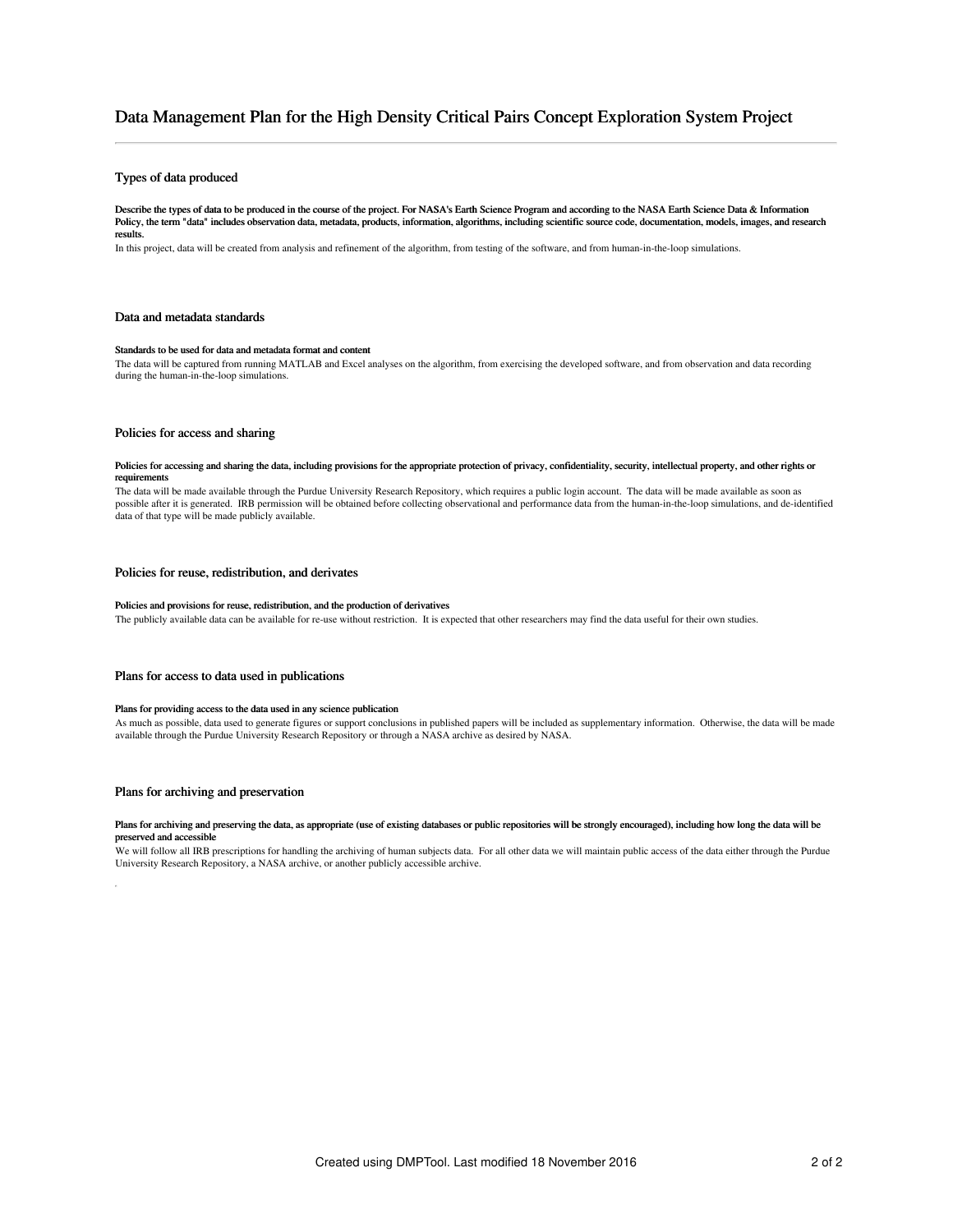# Data Management Plan for the High Density Critical Pairs Concept Exploration System Project

## Types of data produced

**Describe the types of data to be produced in the course of the project. For NASA's Earth Science Program and according to the NASA Earth Science Data & Information Policy, the term "data" includes observation data, metadata, products, information, algorithms, including scientific source code, documentation, models, images, and research results.**

In this project, data will be created from analysis and refinement of the algorithm, from testing of the software, and from human-in-the-loop simulations.

## Data and metadata standards

**Standards to be used for data and metadata format and content**

The data will be captured from running MATLAB and Excel analyses on the algorithm, from exercising the developed software, and from observation and data recording during the human-in-the-loop simulations.

## Policies for access and sharing

**Policies for accessing and sharing the data, including provisions for the appropriate protection of privacy, confidentiality, security, intellectual property, and other rights or requirements**

The data will be made available through the Purdue University Research Repository, which requires a public login account. The data will be made available as soon as possible after it is generated. IRB permission will be obtained before collecting observational and performance data from the human-in-the-loop simulations, and de-identified data of that type will be made publicly available.

## Policies for reuse, redistribution, and derivates

**Policies and provisions for reuse, redistribution, and the production of derivatives**

The publicly available data can be available for re-use without restriction. It is expected that other researchers may find the data useful for their own studies.

## Plans for access to data used in publications

**Plans for providing access to the data used in any science publication**

As much as possible, data used to generate figures or support conclusions in published papers will be included as supplementary information. Otherwise, the data will be made available through the Purdue University Research Repository or through a NASA archive as desired by NASA.

## Plans for archiving and preservation

**Plans for archiving and preserving the data, as appropriate (use of existing databases or public repositories will be strongly encouraged), including how long the data will be preserved and accessible**

We will follow all IRB prescriptions for handling the archiving of human subjects data. For all other data we will maintain public access of the data either through the Purdue University Research Repository, a NASA archive, or another publicly accessible archive.

Created using DMPTool. Last modified 18 November 2016